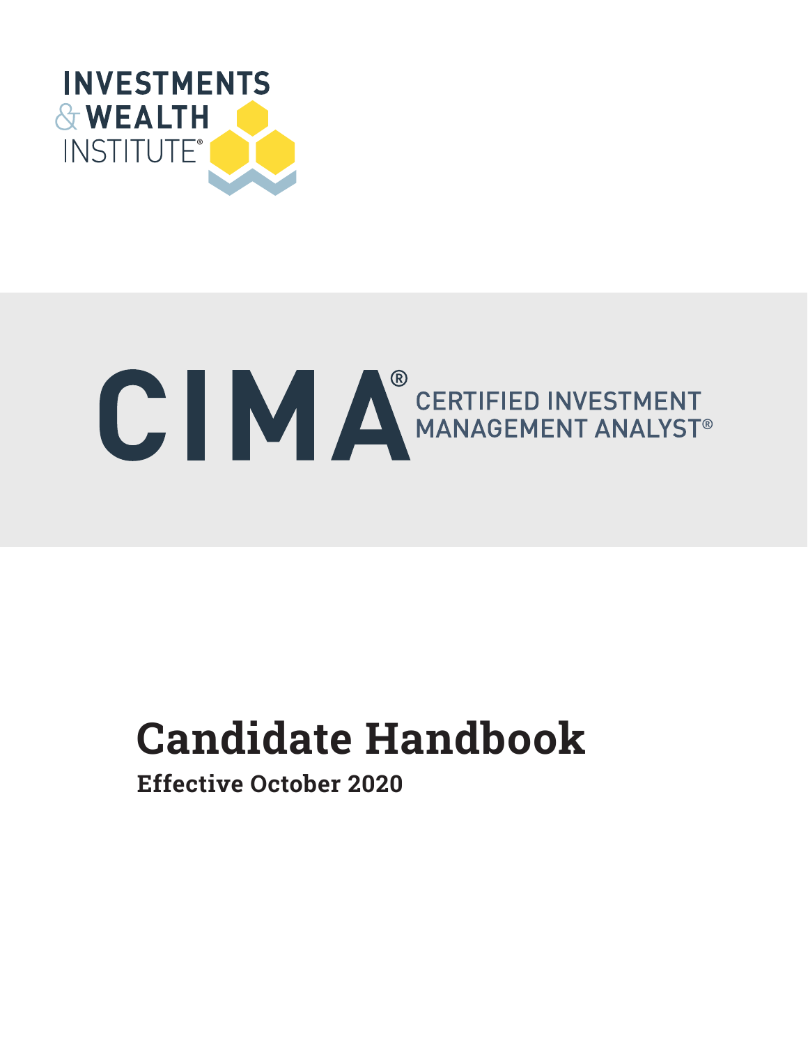INVESTMENTS & WEALTH INSTITUTE®

# CIMA® CERTIFIED INVESTMENT MANAGEMENT ANALYST®

## Candidate Handbook

**Effective October 2020**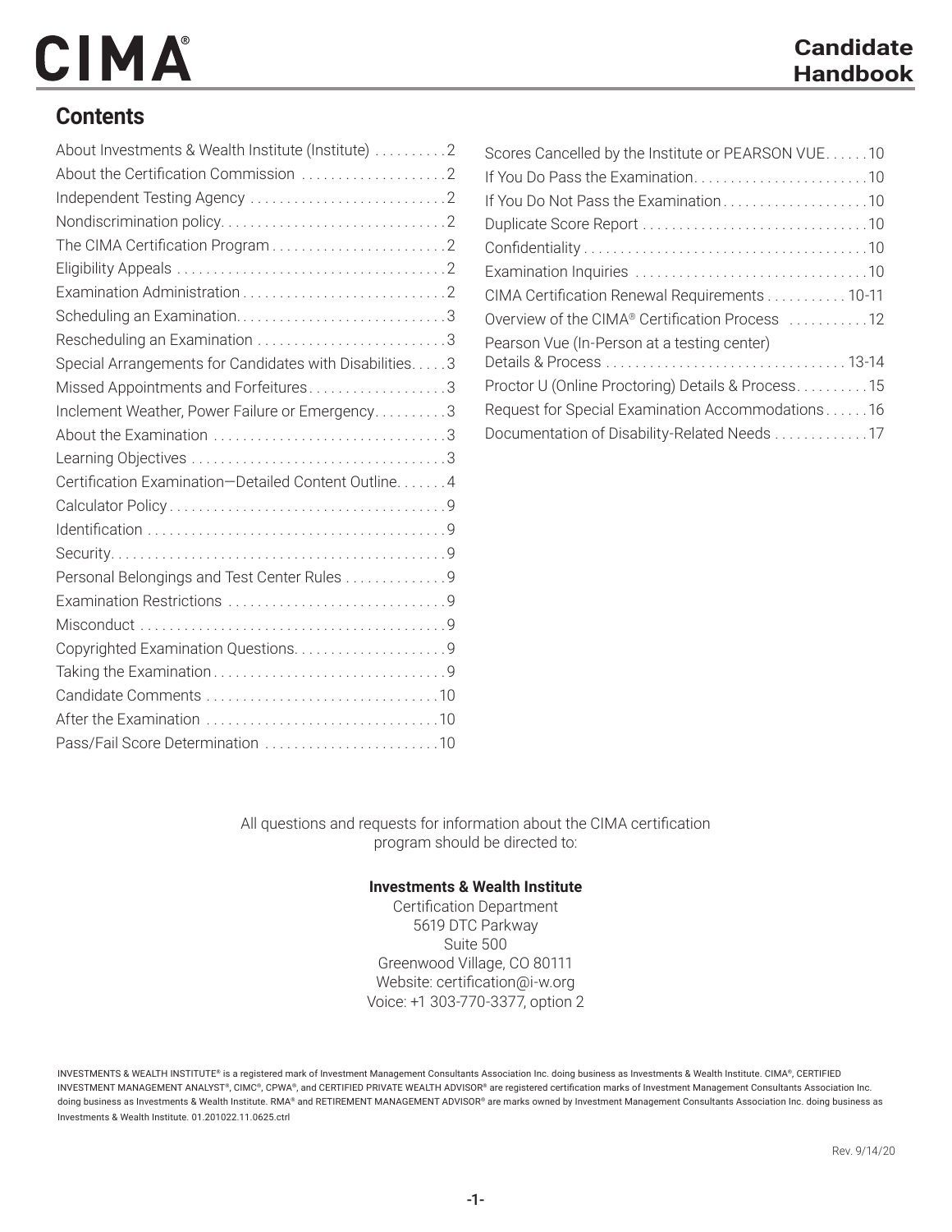# CIMA®

## Candidate Handbook

## Contents

- About Investments & Wealth Institute (Institute) . . . . . . . . . . 2
- About the Certification Commission . . . . . . . . . . . . . . . . . . . . 2
- Independent Testing Agency . . . . . . . . . . . . . . . . . . . . . . . . . . . 2
- Nondiscrimination policy. . . . . . . . . . . . . . . . . . . . . . . . . . . . . . . 2
- The CIMA Certification Program . . . . . . . . . . . . . . . . . . . . . . . . 2
- Eligibility Appeals . . . . . . . . . . . . . . . . . . . . . . . . . . . . . . . . . . . . 2
- Examination Administration . . . . . . . . . . . . . . . . . . . . . . . . . . . . 2
- Scheduling an Examination. . . . . . . . . . . . . . . . . . . . . . . . . . . . . 3
- Rescheduling an Examination . . . . . . . . . . . . . . . . . . . . . . . . . . 3
- Special Arrangements for Candidates with Disabilities. . . . . 3
- Missed Appointments and Forfeitures . . . . . . . . . . . . . . . . . . . 3
- Inclement Weather, Power Failure or Emergency. . . . . . . . . . 3
- About the Examination . . . . . . . . . . . . . . . . . . . . . . . . . . . . . . . . 3
- Learning Objectives . . . . . . . . . . . . . . . . . . . . . . . . . . . . . . . . . . . 3
- Certification Examination—Detailed Content Outline. . . . . . . 4
- Calculator Policy . . . . . . . . . . . . . . . . . . . . . . . . . . . . . . . . . . . . . 9
- Identification . . . . . . . . . . . . . . . . . . . . . . . . . . . . . . . . . . . . . . . . 9
- Security. . . . . . . . . . . . . . . . . . . . . . . . . . . . . . . . . . . . . . . . . . . . . 9
- Personal Belongings and Test Center Rules . . . . . . . . . . . . . 9
- Examination Restrictions . . . . . . . . . . . . . . . . . . . . . . . . . . . . . 9
- Misconduct . . . . . . . . . . . . . . . . . . . . . . . . . . . . . . . . . . . . . . . . . 9
- Copyrighted Examination Questions. . . . . . . . . . . . . . . . . . . . 9
- Taking the Examination . . . . . . . . . . . . . . . . . . . . . . . . . . . . . . . 9
- Candidate Comments . . . . . . . . . . . . . . . . . . . . . . . . . . . . . . . . 10
- After the Examination . . . . . . . . . . . . . . . . . . . . . . . . . . . . . . . . 10
- Pass/Fail Score Determination . . . . . . . . . . . . . . . . . . . . . . . . 10
- Scores Cancelled by the Institute or PEARSON VUE. . . . . . 10
- If You Do Pass the Examination. . . . . . . . . . . . . . . . . . . . . . . . 10
- If You Do Not Pass the Examination . . . . . . . . . . . . . . . . . . . . 10
- Duplicate Score Report . . . . . . . . . . . . . . . . . . . . . . . . . . . . . . . 10
- Confidentiality . . . . . . . . . . . . . . . . . . . . . . . . . . . . . . . . . . . . . . 10
- Examination Inquiries . . . . . . . . . . . . . . . . . . . . . . . . . . . . . . . 10
- CIMA Certification Renewal Requirements . . . . . . . . . . . 10-11
- Overview of the CIMA® Certification Process . . . . . . . . . . . 12
- Pearson Vue (In-Person at a testing center) Details & Process . . . . . . . . . . . . . . . . . . . . . . . . . . . . . . . . 13-14
- Proctor U (Online Proctoring) Details & Process. . . . . . . . . . 15
- Request for Special Examination Accommodations . . . . . . 16
- Documentation of Disability-Related Needs . . . . . . . . . . . . . 17

All questions and requests for information about the CIMA certification program should be directed to:

**Investments & Wealth Institute**
Certification Department
5619 DTC Parkway
Suite 500
Greenwood Village, CO 80111
Website: certification@i-w.org
Voice: +1 303-770-3377, option 2

INVESTMENTS & WEALTH INSTITUTE® is a registered mark of Investment Management Consultants Association Inc. doing business as Investments & Wealth Institute. CIMA®, CERTIFIED INVESTMENT MANAGEMENT ANALYST®, CIMC®, CPWA®, and CERTIFIED PRIVATE WEALTH ADVISOR® are registered certification marks of Investment Management Consultants Association Inc. doing business as Investments & Wealth Institute. RMA® and RETIREMENT MANAGEMENT ADVISOR® are marks owned by Investment Management Consultants Association Inc. doing business as Investments & Wealth Institute. 01.201022.11.0625.ctrl

Rev. 9/14/20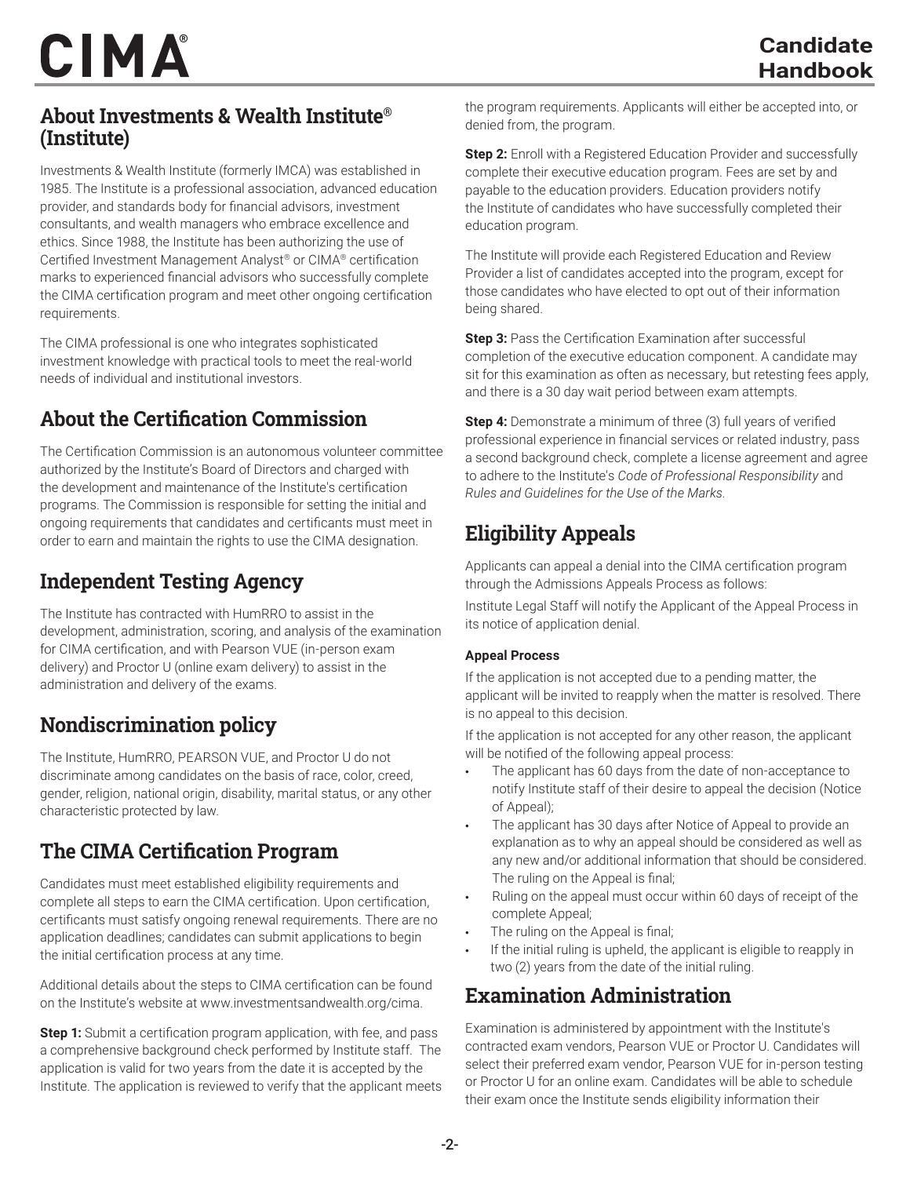## About Investments & Wealth Institute® (Institute)

Investments & Wealth Institute (formerly IMCA) was established in 1985. The Institute is a professional association, advanced education provider, and standards body for financial advisors, investment consultants, and wealth managers who embrace excellence and ethics. Since 1988, the Institute has been authorizing the use of Certified Investment Management Analyst® or CIMA® certification marks to experienced financial advisors who successfully complete the CIMA certification program and meet other ongoing certification requirements.

The CIMA professional is one who integrates sophisticated investment knowledge with practical tools to meet the real-world needs of individual and institutional investors.

## About the Certification Commission

The Certification Commission is an autonomous volunteer committee authorized by the Institute's Board of Directors and charged with the development and maintenance of the Institute's certification programs. The Commission is responsible for setting the initial and ongoing requirements that candidates and certificants must meet in order to earn and maintain the rights to use the CIMA designation.

## Independent Testing Agency

The Institute has contracted with HumRRO to assist in the development, administration, scoring, and analysis of the examination for CIMA certification, and with Pearson VUE (in-person exam delivery) and Proctor U (online exam delivery) to assist in the administration and delivery of the exams.

## Nondiscrimination policy

The Institute, HumRRO, PEARSON VUE, and Proctor U do not discriminate among candidates on the basis of race, color, creed, gender, religion, national origin, disability, marital status, or any other characteristic protected by law.

## The CIMA Certification Program

Candidates must meet established eligibility requirements and complete all steps to earn the CIMA certification. Upon certification, certificants must satisfy ongoing renewal requirements. There are no application deadlines; candidates can submit applications to begin the initial certification process at any time.

Additional details about the steps to CIMA certification can be found on the Institute's website at www.investmentsandwealth.org/cima.

**Step 1:** Submit a certification program application, with fee, and pass a comprehensive background check performed by Institute staff. The application is valid for two years from the date it is accepted by the Institute. The application is reviewed to verify that the applicant meets the program requirements. Applicants will either be accepted into, or denied from, the program.

**Step 2:** Enroll with a Registered Education Provider and successfully complete their executive education program. Fees are set by and payable to the education providers. Education providers notify the Institute of candidates who have successfully completed their education program.

The Institute will provide each Registered Education and Review Provider a list of candidates accepted into the program, except for those candidates who have elected to opt out of their information being shared.

**Step 3:** Pass the Certification Examination after successful completion of the executive education component. A candidate may sit for this examination as often as necessary, but retesting fees apply, and there is a 30 day wait period between exam attempts.

**Step 4:** Demonstrate a minimum of three (3) full years of verified professional experience in financial services or related industry, pass a second background check, complete a license agreement and agree to adhere to the Institute's *Code of Professional Responsibility* and *Rules and Guidelines for the Use of the Marks.*

## Eligibility Appeals

Applicants can appeal a denial into the CIMA certification program through the Admissions Appeals Process as follows:

Institute Legal Staff will notify the Applicant of the Appeal Process in its notice of application denial.

### Appeal Process

If the application is not accepted due to a pending matter, the applicant will be invited to reapply when the matter is resolved. There is no appeal to this decision.

If the application is not accepted for any other reason, the applicant will be notified of the following appeal process:

- The applicant has 60 days from the date of non-acceptance to notify Institute staff of their desire to appeal the decision (Notice of Appeal);
- The applicant has 30 days after Notice of Appeal to provide an explanation as to why an appeal should be considered as well as any new and/or additional information that should be considered. The ruling on the Appeal is final;
- Ruling on the appeal must occur within 60 days of receipt of the complete Appeal;
- The ruling on the Appeal is final;
- If the initial ruling is upheld, the applicant is eligible to reapply in two (2) years from the date of the initial ruling.

## Examination Administration

Examination is administered by appointment with the Institute's contracted exam vendors, Pearson VUE or Proctor U. Candidates will select their preferred exam vendor, Pearson VUE for in-person testing or Proctor U for an online exam. Candidates will be able to schedule their exam once the Institute sends eligibility information their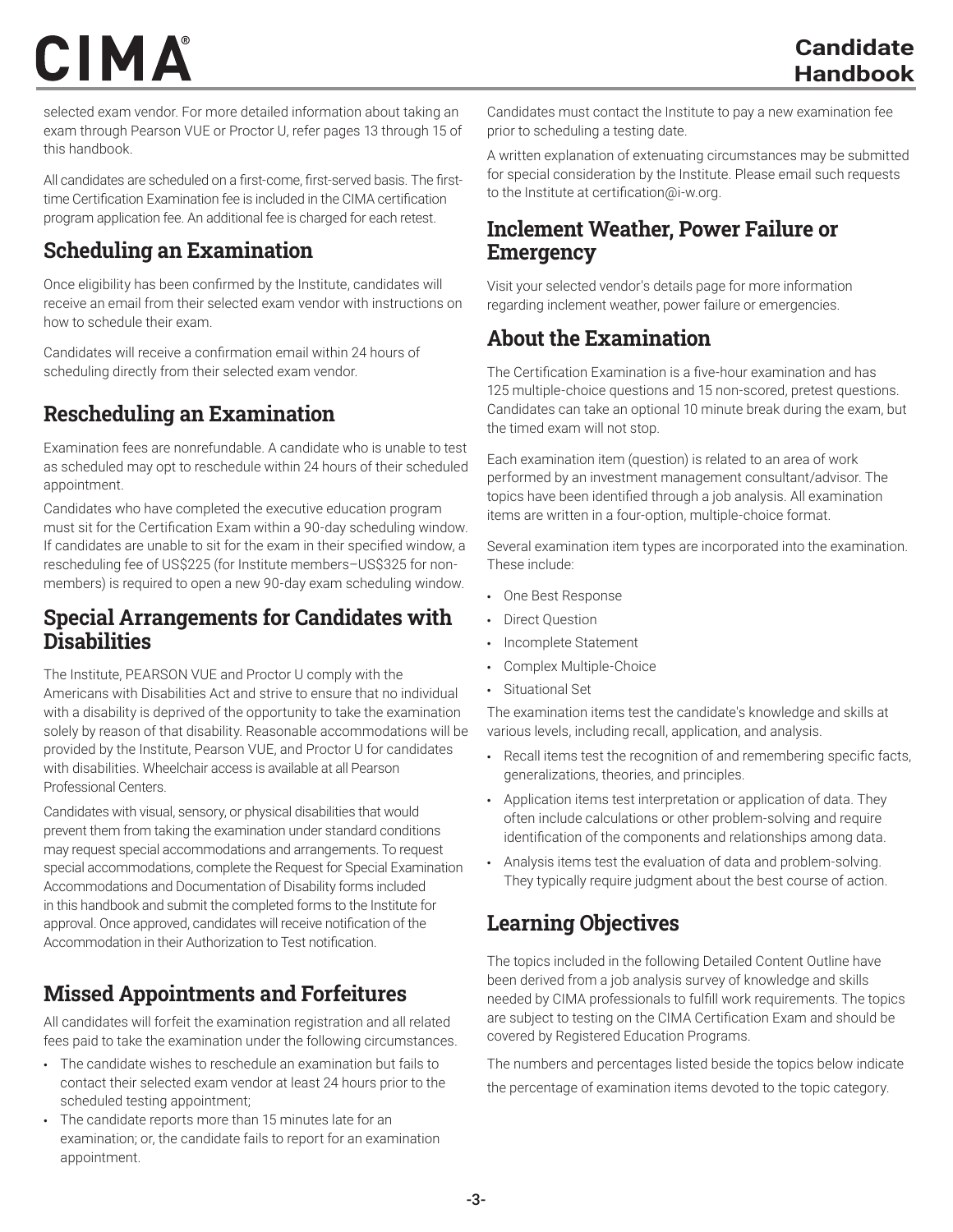selected exam vendor. For more detailed information about taking an exam through Pearson VUE or Proctor U, refer pages 13 through 15 of this handbook.

All candidates are scheduled on a first-come, first-served basis. The first-time Certification Examination fee is included in the CIMA certification program application fee. An additional fee is charged for each retest.

## Scheduling an Examination

Once eligibility has been confirmed by the Institute, candidates will receive an email from their selected exam vendor with instructions on how to schedule their exam.

Candidates will receive a confirmation email within 24 hours of scheduling directly from their selected exam vendor.

## Rescheduling an Examination

Examination fees are nonrefundable. A candidate who is unable to test as scheduled may opt to reschedule within 24 hours of their scheduled appointment.

Candidates who have completed the executive education program must sit for the Certification Exam within a 90-day scheduling window. If candidates are unable to sit for the exam in their specified window, a rescheduling fee of US$225 (for Institute members–US$325 for non-members) is required to open a new 90-day exam scheduling window.

## Special Arrangements for Candidates with Disabilities

The Institute, PEARSON VUE and Proctor U comply with the Americans with Disabilities Act and strive to ensure that no individual with a disability is deprived of the opportunity to take the examination solely by reason of that disability. Reasonable accommodations will be provided by the Institute, Pearson VUE, and Proctor U for candidates with disabilities. Wheelchair access is available at all Pearson Professional Centers.

Candidates with visual, sensory, or physical disabilities that would prevent them from taking the examination under standard conditions may request special accommodations and arrangements. To request special accommodations, complete the Request for Special Examination Accommodations and Documentation of Disability forms included in this handbook and submit the completed forms to the Institute for approval. Once approved, candidates will receive notification of the Accommodation in their Authorization to Test notification.

## Missed Appointments and Forfeitures

All candidates will forfeit the examination registration and all related fees paid to take the examination under the following circumstances.

- The candidate wishes to reschedule an examination but fails to contact their selected exam vendor at least 24 hours prior to the scheduled testing appointment;
- The candidate reports more than 15 minutes late for an examination; or, the candidate fails to report for an examination appointment.

Candidates must contact the Institute to pay a new examination fee prior to scheduling a testing date.

A written explanation of extenuating circumstances may be submitted for special consideration by the Institute. Please email such requests to the Institute at certification@i-w.org.

## Inclement Weather, Power Failure or Emergency

Visit your selected vendor's details page for more information regarding inclement weather, power failure or emergencies.

## About the Examination

The Certification Examination is a five-hour examination and has 125 multiple-choice questions and 15 non-scored, pretest questions. Candidates can take an optional 10 minute break during the exam, but the timed exam will not stop.

Each examination item (question) is related to an area of work performed by an investment management consultant/advisor. The topics have been identified through a job analysis. All examination items are written in a four-option, multiple-choice format.

Several examination item types are incorporated into the examination. These include:

- One Best Response
- Direct Question
- Incomplete Statement
- Complex Multiple-Choice
- Situational Set

The examination items test the candidate's knowledge and skills at various levels, including recall, application, and analysis.

- Recall items test the recognition of and remembering specific facts, generalizations, theories, and principles.
- Application items test interpretation or application of data. They often include calculations or other problem-solving and require identification of the components and relationships among data.
- Analysis items test the evaluation of data and problem-solving. They typically require judgment about the best course of action.

## Learning Objectives

The topics included in the following Detailed Content Outline have been derived from a job analysis survey of knowledge and skills needed by CIMA professionals to fulfill work requirements. The topics are subject to testing on the CIMA Certification Exam and should be covered by Registered Education Programs.

The numbers and percentages listed beside the topics below indicate the percentage of examination items devoted to the topic category.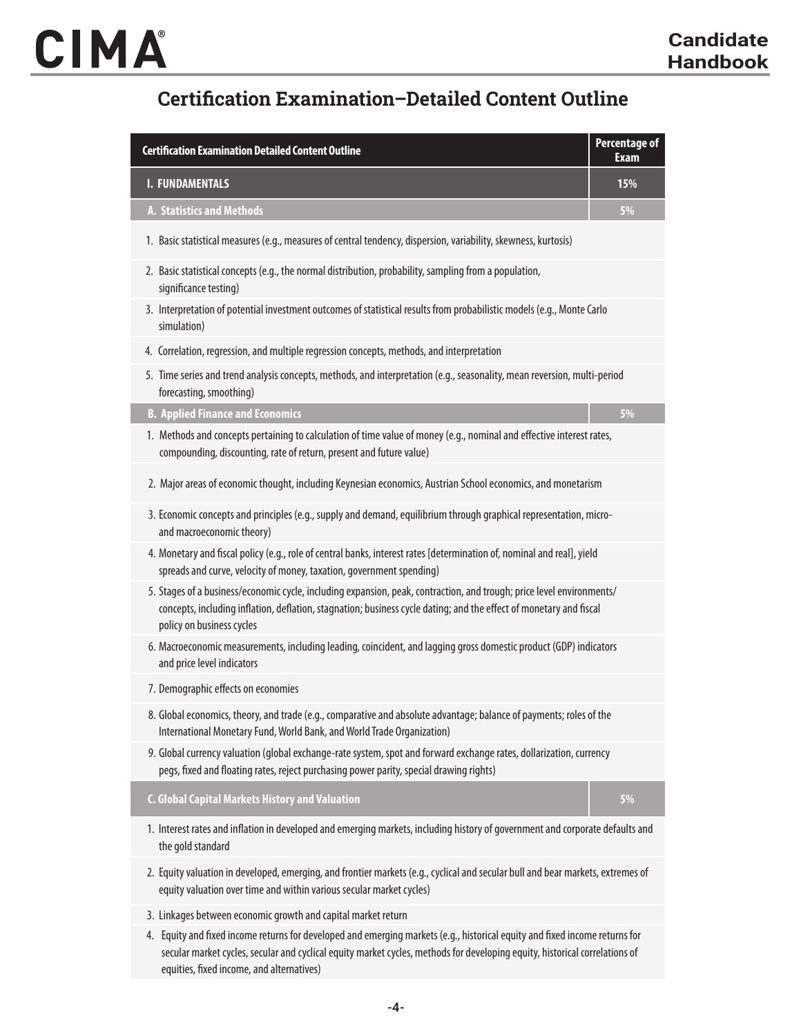## Certification Examination–Detailed Content Outline

| Certification Examination Detailed Content Outline | Percentage of Exam |
|---|---|
| **I. FUNDAMENTALS** | **15%** |
| **A. Statistics and Methods** | **5%** |
| 1. Basic statistical measures (e.g., measures of central tendency, dispersion, variability, skewness, kurtosis) | |
| 2. Basic statistical concepts (e.g., the normal distribution, probability, sampling from a population, significance testing) | |
| 3. Interpretation of potential investment outcomes of statistical results from probabilistic models (e.g., Monte Carlo simulation) | |
| 4. Correlation, regression, and multiple regression concepts, methods, and interpretation | |
| 5. Time series and trend analysis concepts, methods, and interpretation (e.g., seasonality, mean reversion, multi-period forecasting, smoothing) | |
| **B. Applied Finance and Economics** | **5%** |
| 1. Methods and concepts pertaining to calculation of time value of money (e.g., nominal and effective interest rates, compounding, discounting, rate of return, present and future value) | |
| 2. Major areas of economic thought, including Keynesian economics, Austrian School economics, and monetarism | |
| 3. Economic concepts and principles (e.g., supply and demand, equilibrium through graphical representation, micro- and macroeconomic theory) | |
| 4. Monetary and fiscal policy (e.g., role of central banks, interest rates [determination of, nominal and real], yield spreads and curve, velocity of money, taxation, government spending) | |
| 5. Stages of a business/economic cycle, including expansion, peak, contraction, and trough; price level environments/concepts, including inflation, deflation, stagnation; business cycle dating; and the effect of monetary and fiscal policy on business cycles | |
| 6. Macroeconomic measurements, including leading, coincident, and lagging gross domestic product (GDP) indicators and price level indicators | |
| 7. Demographic effects on economies | |
| 8. Global economics, theory, and trade (e.g., comparative and absolute advantage; balance of payments; roles of the International Monetary Fund, World Bank, and World Trade Organization) | |
| 9. Global currency valuation (global exchange-rate system, spot and forward exchange rates, dollarization, currency pegs, fixed and floating rates, reject purchasing power parity, special drawing rights) | |
| **C. Global Capital Markets History and Valuation** | **5%** |
| 1. Interest rates and inflation in developed and emerging markets, including history of government and corporate defaults and the gold standard | |
| 2. Equity valuation in developed, emerging, and frontier markets (e.g., cyclical and secular bull and bear markets, extremes of equity valuation over time and within various secular market cycles) | |
| 3. Linkages between economic growth and capital market return | |
| 4. Equity and fixed income returns for developed and emerging markets (e.g., historical equity and fixed income returns for secular market cycles, secular and cyclical equity market cycles, methods for developing equity, historical correlations of equities, fixed income, and alternatives) | |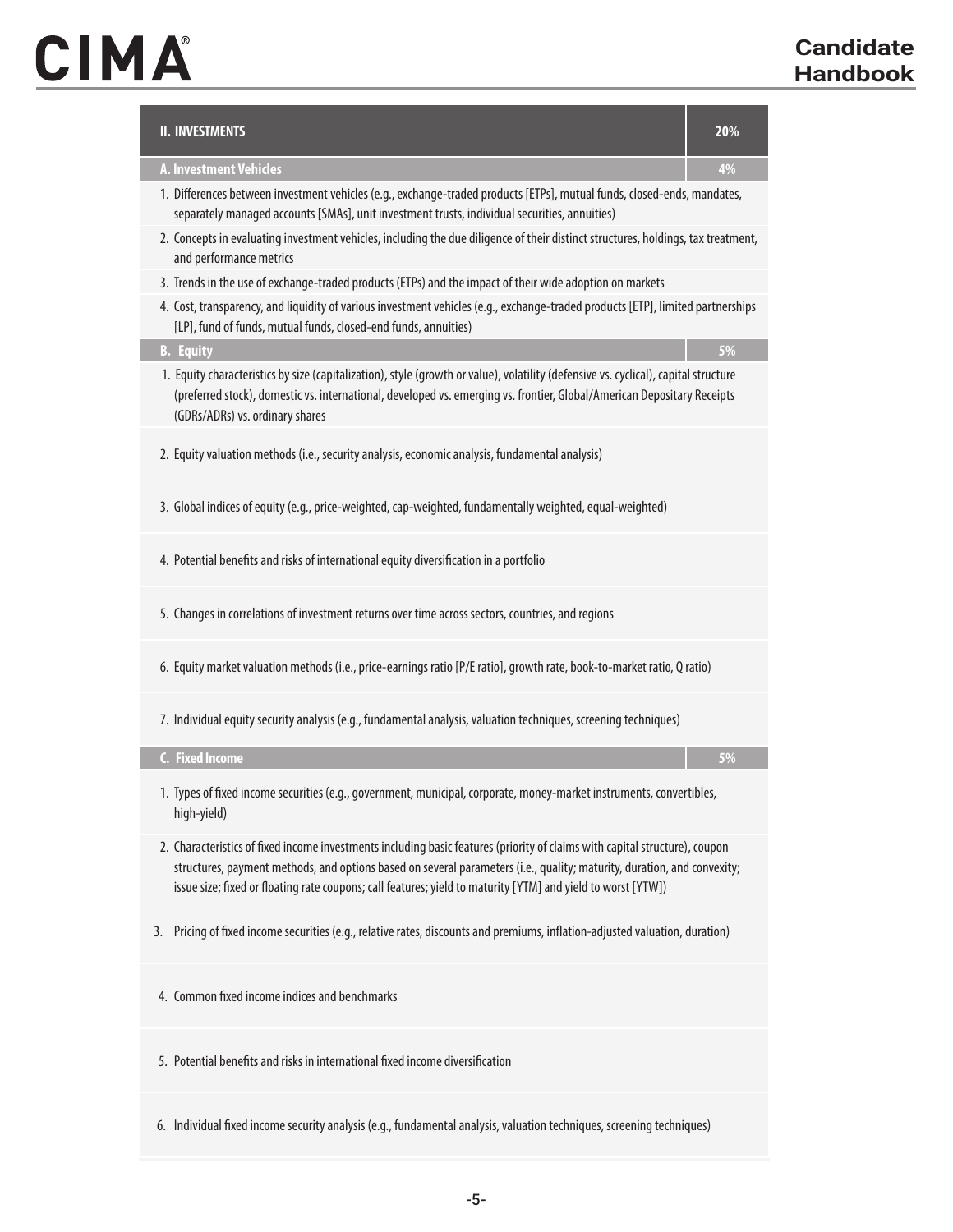| II. INVESTMENTS | 20% |
|---|---|
| **A. Investment Vehicles** | **4%** |
| 1. Differences between investment vehicles (e.g., exchange-traded products [ETPs], mutual funds, closed-ends, mandates, separately managed accounts [SMAs], unit investment trusts, individual securities, annuities) | |
| 2. Concepts in evaluating investment vehicles, including the due diligence of their distinct structures, holdings, tax treatment, and performance metrics | |
| 3. Trends in the use of exchange-traded products (ETPs) and the impact of their wide adoption on markets | |
| 4. Cost, transparency, and liquidity of various investment vehicles (e.g., exchange-traded products [ETP], limited partnerships [LP], fund of funds, mutual funds, closed-end funds, annuities) | |
| **B. Equity** | **5%** |
| 1. Equity characteristics by size (capitalization), style (growth or value), volatility (defensive vs. cyclical), capital structure (preferred stock), domestic vs. international, developed vs. emerging vs. frontier, Global/American Depositary Receipts (GDRs/ADRs) vs. ordinary shares | |
| 2. Equity valuation methods (i.e., security analysis, economic analysis, fundamental analysis) | |
| 3. Global indices of equity (e.g., price-weighted, cap-weighted, fundamentally weighted, equal-weighted) | |
| 4. Potential benefits and risks of international equity diversification in a portfolio | |
| 5. Changes in correlations of investment returns over time across sectors, countries, and regions | |
| 6. Equity market valuation methods (i.e., price-earnings ratio [P/E ratio], growth rate, book-to-market ratio, Q ratio) | |
| 7. Individual equity security analysis (e.g., fundamental analysis, valuation techniques, screening techniques) | |
| **C. Fixed Income** | **5%** |
| 1. Types of fixed income securities (e.g., government, municipal, corporate, money-market instruments, convertibles, high-yield) | |
| 2. Characteristics of fixed income investments including basic features (priority of claims with capital structure), coupon structures, payment methods, and options based on several parameters (i.e., quality; maturity, duration, and convexity; issue size; fixed or floating rate coupons; call features; yield to maturity [YTM] and yield to worst [YTW]) | |
| 3. Pricing of fixed income securities (e.g., relative rates, discounts and premiums, inflation-adjusted valuation, duration) | |
| 4. Common fixed income indices and benchmarks | |
| 5. Potential benefits and risks in international fixed income diversification | |
| 6. Individual fixed income security analysis (e.g., fundamental analysis, valuation techniques, screening techniques) | |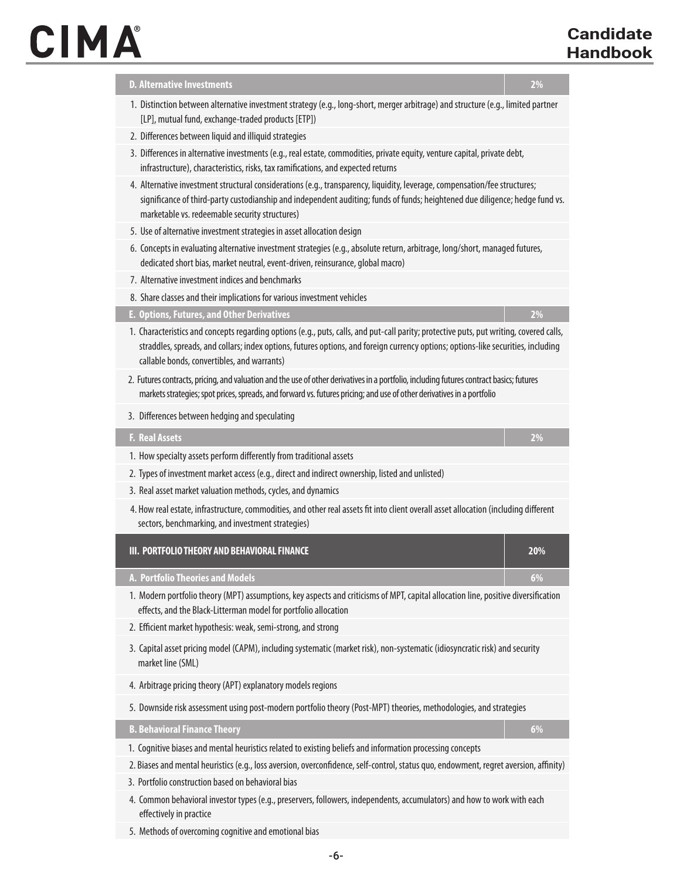| D. Alternative Investments | 2% |
|---|---|
| 1. Distinction between alternative investment strategy (e.g., long-short, merger arbitrage) and structure (e.g., limited partner [LP], mutual fund, exchange-traded products [ETP]) | |
| 2. Differences between liquid and illiquid strategies | |
| 3. Differences in alternative investments (e.g., real estate, commodities, private equity, venture capital, private debt, infrastructure), characteristics, risks, tax ramifications, and expected returns | |
| 4. Alternative investment structural considerations (e.g., transparency, liquidity, leverage, compensation/fee structures; significance of third-party custodianship and independent auditing; funds of funds; heightened due diligence; hedge fund vs. marketable vs. redeemable security structures) | |
| 5. Use of alternative investment strategies in asset allocation design | |
| 6. Concepts in evaluating alternative investment strategies (e.g., absolute return, arbitrage, long/short, managed futures, dedicated short bias, market neutral, event-driven, reinsurance, global macro) | |
| 7. Alternative investment indices and benchmarks | |
| 8. Share classes and their implications for various investment vehicles | |
| **E. Options, Futures, and Other Derivatives** | **2%** |
| 1. Characteristics and concepts regarding options (e.g., puts, calls, and put-call parity; protective puts, put writing, covered calls, straddles, spreads, and collars; index options, futures options, and foreign currency options; options-like securities, including callable bonds, convertibles, and warrants) | |
| 2. Futures contracts, pricing, and valuation and the use of other derivatives in a portfolio, including futures contract basics; futures markets strategies; spot prices, spreads, and forward vs. futures pricing; and use of other derivatives in a portfolio | |
| 3. Differences between hedging and speculating | |
| **F. Real Assets** | **2%** |
| 1. How specialty assets perform differently from traditional assets | |
| 2. Types of investment market access (e.g., direct and indirect ownership, listed and unlisted) | |
| 3. Real asset market valuation methods, cycles, and dynamics | |
| 4. How real estate, infrastructure, commodities, and other real assets fit into client overall asset allocation (including different sectors, benchmarking, and investment strategies) | |

| III. PORTFOLIO THEORY AND BEHAVIORAL FINANCE | 20% |
|---|---|
| **A. Portfolio Theories and Models** | **6%** |
| 1. Modern portfolio theory (MPT) assumptions, key aspects and criticisms of MPT, capital allocation line, positive diversification effects, and the Black-Litterman model for portfolio allocation | |
| 2. Efficient market hypothesis: weak, semi-strong, and strong | |
| 3. Capital asset pricing model (CAPM), including systematic (market risk), non-systematic (idiosyncratic risk) and security market line (SML) | |
| 4. Arbitrage pricing theory (APT) explanatory models regions | |
| 5. Downside risk assessment using post-modern portfolio theory (Post-MPT) theories, methodologies, and strategies | |
| **B. Behavioral Finance Theory** | **6%** |
| 1. Cognitive biases and mental heuristics related to existing beliefs and information processing concepts | |
| 2. Biases and mental heuristics (e.g., loss aversion, overconfidence, self-control, status quo, endowment, regret aversion, affinity) | |
| 3. Portfolio construction based on behavioral bias | |
| 4. Common behavioral investor types (e.g., preservers, followers, independents, accumulators) and how to work with each effectively in practice | |
| 5. Methods of overcoming cognitive and emotional bias | |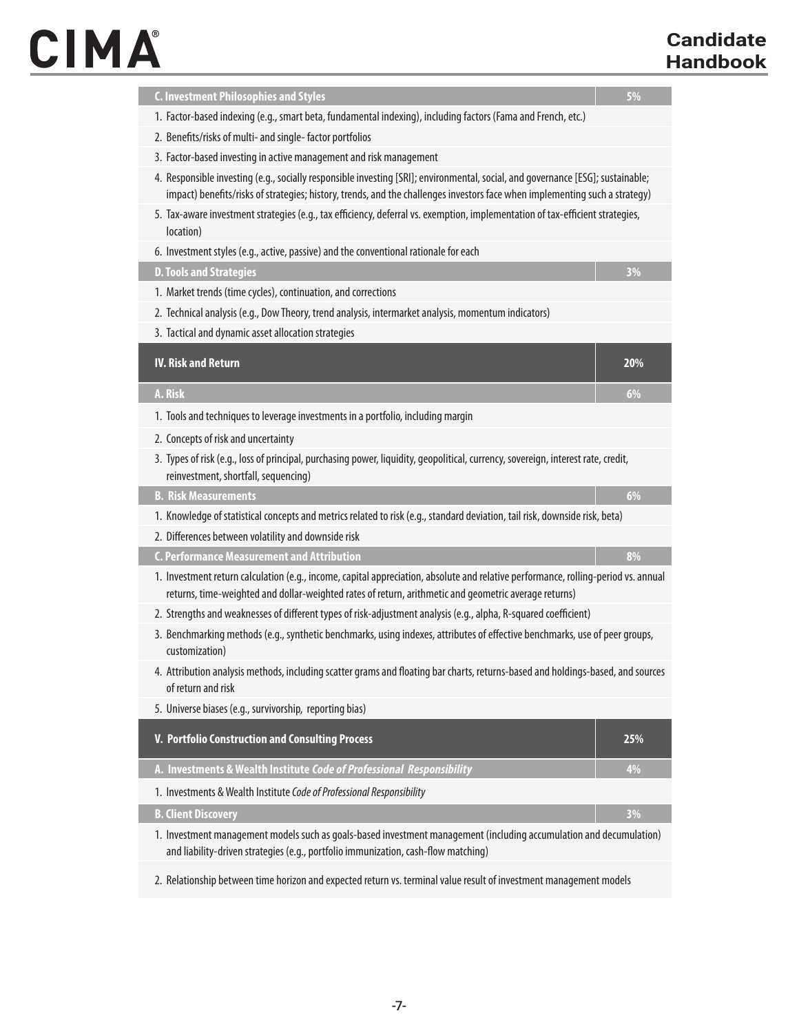| C. Investment Philosophies and Styles | 5% |
|---|---|
| 1. Factor-based indexing (e.g., smart beta, fundamental indexing), including factors (Fama and French, etc.) | |
| 2. Benefits/risks of multi- and single- factor portfolios | |
| 3. Factor-based investing in active management and risk management | |
| 4. Responsible investing (e.g., socially responsible investing [SRI]; environmental, social, and governance [ESG]; sustainable; impact) benefits/risks of strategies; history, trends, and the challenges investors face when implementing such a strategy) | |
| 5. Tax-aware investment strategies (e.g., tax efficiency, deferral vs. exemption, implementation of tax-efficient strategies, location) | |
| 6. Investment styles (e.g., active, passive) and the conventional rationale for each | |
| **D. Tools and Strategies** | **3%** |
| 1. Market trends (time cycles), continuation, and corrections | |
| 2. Technical analysis (e.g., Dow Theory, trend analysis, intermarket analysis, momentum indicators) | |
| 3. Tactical and dynamic asset allocation strategies | |
| **IV. Risk and Return** | **20%** |
| **A. Risk** | **6%** |
| 1. Tools and techniques to leverage investments in a portfolio, including margin | |
| 2. Concepts of risk and uncertainty | |
| 3. Types of risk (e.g., loss of principal, purchasing power, liquidity, geopolitical, currency, sovereign, interest rate, credit, reinvestment, shortfall, sequencing) | |
| **B. Risk Measurements** | **6%** |
| 1. Knowledge of statistical concepts and metrics related to risk (e.g., standard deviation, tail risk, downside risk, beta) | |
| 2. Differences between volatility and downside risk | |
| **C. Performance Measurement and Attribution** | **8%** |
| 1. Investment return calculation (e.g., income, capital appreciation, absolute and relative performance, rolling-period vs. annual returns, time-weighted and dollar-weighted rates of return, arithmetic and geometric average returns) | |
| 2. Strengths and weaknesses of different types of risk-adjustment analysis (e.g., alpha, R-squared coefficient) | |
| 3. Benchmarking methods (e.g., synthetic benchmarks, using indexes, attributes of effective benchmarks, use of peer groups, customization) | |
| 4. Attribution analysis methods, including scatter grams and floating bar charts, returns-based and holdings-based, and sources of return and risk | |
| 5. Universe biases (e.g., survivorship, reporting bias) | |
| **V. Portfolio Construction and Consulting Process** | **25%** |
| **A. Investments & Wealth Institute *Code of Professional Responsibility*** | **4%** |
| 1. Investments & Wealth Institute *Code of Professional Responsibility* | |
| **B. Client Discovery** | **3%** |
| 1. Investment management models such as goals-based investment management (including accumulation and decumulation) and liability-driven strategies (e.g., portfolio immunization, cash-flow matching) | |
| 2. Relationship between time horizon and expected return vs. terminal value result of investment management models | |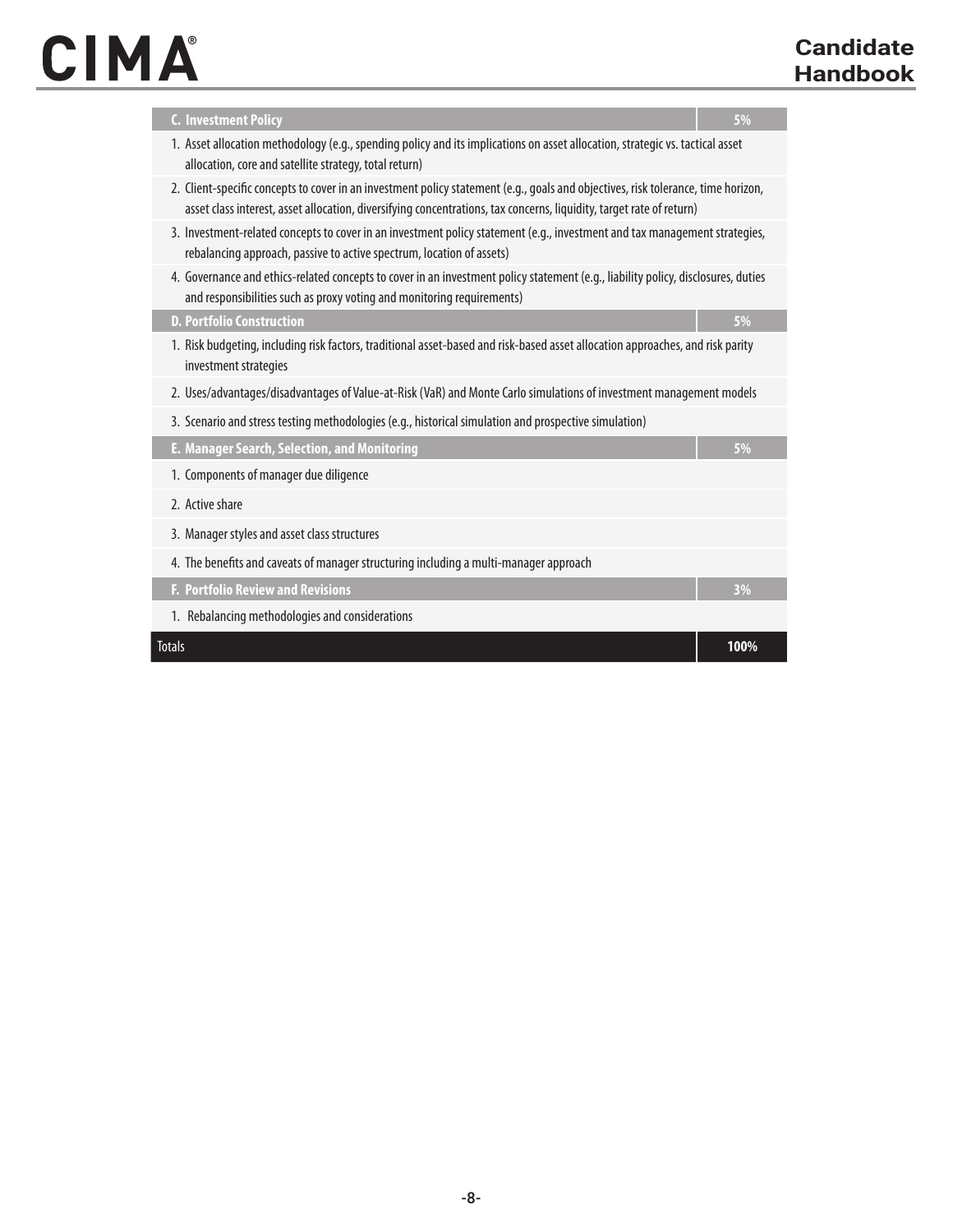| C. Investment Policy | 5% |
|---|---|
| 1. Asset allocation methodology (e.g., spending policy and its implications on asset allocation, strategic vs. tactical asset allocation, core and satellite strategy, total return) | |
| 2. Client-specific concepts to cover in an investment policy statement (e.g., goals and objectives, risk tolerance, time horizon, asset class interest, asset allocation, diversifying concentrations, tax concerns, liquidity, target rate of return) | |
| 3. Investment-related concepts to cover in an investment policy statement (e.g., investment and tax management strategies, rebalancing approach, passive to active spectrum, location of assets) | |
| 4. Governance and ethics-related concepts to cover in an investment policy statement (e.g., liability policy, disclosures, duties and responsibilities such as proxy voting and monitoring requirements) | |
| **D. Portfolio Construction** | **5%** |
| 1. Risk budgeting, including risk factors, traditional asset-based and risk-based asset allocation approaches, and risk parity investment strategies | |
| 2. Uses/advantages/disadvantages of Value-at-Risk (VaR) and Monte Carlo simulations of investment management models | |
| 3. Scenario and stress testing methodologies (e.g., historical simulation and prospective simulation) | |
| **E. Manager Search, Selection, and Monitoring** | **5%** |
| 1. Components of manager due diligence | |
| 2. Active share | |
| 3. Manager styles and asset class structures | |
| 4. The benefits and caveats of manager structuring including a multi-manager approach | |
| **F. Portfolio Review and Revisions** | **3%** |
| 1. Rebalancing methodologies and considerations | |
| Totals | **100%** |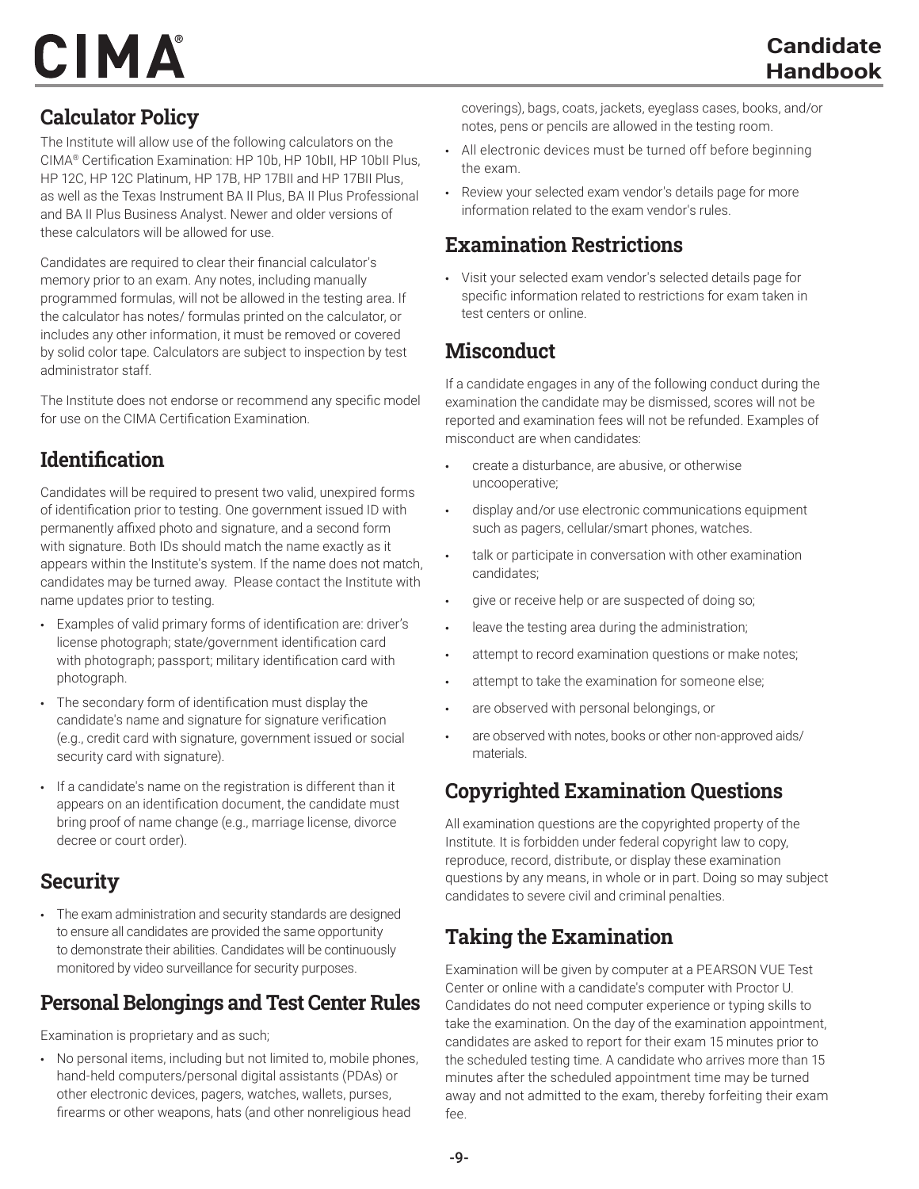## Calculator Policy

The Institute will allow use of the following calculators on the CIMA® Certification Examination: HP 10b, HP 10bII, HP 10bII Plus, HP 12C, HP 12C Platinum, HP 17B, HP 17BII and HP 17BII Plus, as well as the Texas Instrument BA II Plus, BA II Plus Professional and BA II Plus Business Analyst. Newer and older versions of these calculators will be allowed for use.

Candidates are required to clear their financial calculator's memory prior to an exam. Any notes, including manually programmed formulas, will not be allowed in the testing area. If the calculator has notes/ formulas printed on the calculator, or includes any other information, it must be removed or covered by solid color tape. Calculators are subject to inspection by test administrator staff.

The Institute does not endorse or recommend any specific model for use on the CIMA Certification Examination.

## Identification

Candidates will be required to present two valid, unexpired forms of identification prior to testing. One government issued ID with permanently affixed photo and signature, and a second form with signature. Both IDs should match the name exactly as it appears within the Institute's system. If the name does not match, candidates may be turned away. Please contact the Institute with name updates prior to testing.

- Examples of valid primary forms of identification are: driver's license photograph; state/government identification card with photograph; passport; military identification card with photograph.
- The secondary form of identification must display the candidate's name and signature for signature verification (e.g., credit card with signature, government issued or social security card with signature).
- If a candidate's name on the registration is different than it appears on an identification document, the candidate must bring proof of name change (e.g., marriage license, divorce decree or court order).

## Security

- The exam administration and security standards are designed to ensure all candidates are provided the same opportunity to demonstrate their abilities. Candidates will be continuously monitored by video surveillance for security purposes.

## Personal Belongings and Test Center Rules

Examination is proprietary and as such;

- No personal items, including but not limited to, mobile phones, hand-held computers/personal digital assistants (PDAs) or other electronic devices, pagers, watches, wallets, purses, firearms or other weapons, hats (and other nonreligious head coverings), bags, coats, jackets, eyeglass cases, books, and/or notes, pens or pencils are allowed in the testing room.
- All electronic devices must be turned off before beginning the exam.
- Review your selected exam vendor's details page for more information related to the exam vendor's rules.

## Examination Restrictions

- Visit your selected exam vendor's selected details page for specific information related to restrictions for exam taken in test centers or online.

## Misconduct

If a candidate engages in any of the following conduct during the examination the candidate may be dismissed, scores will not be reported and examination fees will not be refunded. Examples of misconduct are when candidates:

- create a disturbance, are abusive, or otherwise uncooperative;
- display and/or use electronic communications equipment such as pagers, cellular/smart phones, watches.
- talk or participate in conversation with other examination candidates;
- give or receive help or are suspected of doing so;
- leave the testing area during the administration;
- attempt to record examination questions or make notes;
- attempt to take the examination for someone else;
- are observed with personal belongings, or
- are observed with notes, books or other non-approved aids/ materials.

## Copyrighted Examination Questions

All examination questions are the copyrighted property of the Institute. It is forbidden under federal copyright law to copy, reproduce, record, distribute, or display these examination questions by any means, in whole or in part. Doing so may subject candidates to severe civil and criminal penalties.

## Taking the Examination

Examination will be given by computer at a PEARSON VUE Test Center or online with a candidate's computer with Proctor U. Candidates do not need computer experience or typing skills to take the examination. On the day of the examination appointment, candidates are asked to report for their exam 15 minutes prior to the scheduled testing time. A candidate who arrives more than 15 minutes after the scheduled appointment time may be turned away and not admitted to the exam, thereby forfeiting their exam fee.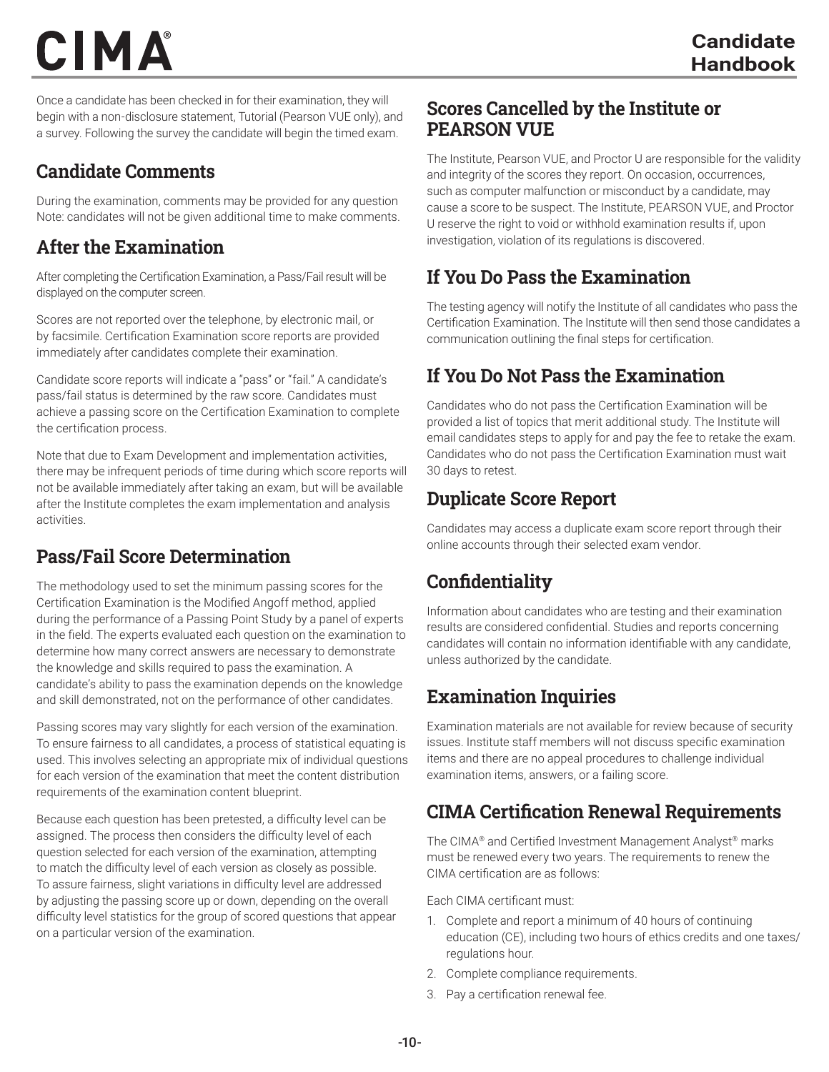Once a candidate has been checked in for their examination, they will begin with a non-disclosure statement, Tutorial (Pearson VUE only), and a survey. Following the survey the candidate will begin the timed exam.

## Candidate Comments

During the examination, comments may be provided for any question Note: candidates will not be given additional time to make comments.

## After the Examination

After completing the Certification Examination, a Pass/Fail result will be displayed on the computer screen.

Scores are not reported over the telephone, by electronic mail, or by facsimile. Certification Examination score reports are provided immediately after candidates complete their examination.

Candidate score reports will indicate a "pass" or "fail." A candidate's pass/fail status is determined by the raw score. Candidates must achieve a passing score on the Certification Examination to complete the certification process.

Note that due to Exam Development and implementation activities, there may be infrequent periods of time during which score reports will not be available immediately after taking an exam, but will be available after the Institute completes the exam implementation and analysis activities.

## Pass/Fail Score Determination

The methodology used to set the minimum passing scores for the Certification Examination is the Modified Angoff method, applied during the performance of a Passing Point Study by a panel of experts in the field. The experts evaluated each question on the examination to determine how many correct answers are necessary to demonstrate the knowledge and skills required to pass the examination. A candidate's ability to pass the examination depends on the knowledge and skill demonstrated, not on the performance of other candidates.

Passing scores may vary slightly for each version of the examination. To ensure fairness to all candidates, a process of statistical equating is used. This involves selecting an appropriate mix of individual questions for each version of the examination that meet the content distribution requirements of the examination content blueprint.

Because each question has been pretested, a difficulty level can be assigned. The process then considers the difficulty level of each question selected for each version of the examination, attempting to match the difficulty level of each version as closely as possible. To assure fairness, slight variations in difficulty level are addressed by adjusting the passing score up or down, depending on the overall difficulty level statistics for the group of scored questions that appear on a particular version of the examination.

## Scores Cancelled by the Institute or PEARSON VUE

The Institute, Pearson VUE, and Proctor U are responsible for the validity and integrity of the scores they report. On occasion, occurrences, such as computer malfunction or misconduct by a candidate, may cause a score to be suspect. The Institute, PEARSON VUE, and Proctor U reserve the right to void or withhold examination results if, upon investigation, violation of its regulations is discovered.

## If You Do Pass the Examination

The testing agency will notify the Institute of all candidates who pass the Certification Examination. The Institute will then send those candidates a communication outlining the final steps for certification.

## If You Do Not Pass the Examination

Candidates who do not pass the Certification Examination will be provided a list of topics that merit additional study. The Institute will email candidates steps to apply for and pay the fee to retake the exam. Candidates who do not pass the Certification Examination must wait 30 days to retest.

## Duplicate Score Report

Candidates may access a duplicate exam score report through their online accounts through their selected exam vendor.

## Confidentiality

Information about candidates who are testing and their examination results are considered confidential. Studies and reports concerning candidates will contain no information identifiable with any candidate, unless authorized by the candidate.

## Examination Inquiries

Examination materials are not available for review because of security issues. Institute staff members will not discuss specific examination items and there are no appeal procedures to challenge individual examination items, answers, or a failing score.

## CIMA Certification Renewal Requirements

The CIMA® and Certified Investment Management Analyst® marks must be renewed every two years. The requirements to renew the CIMA certification are as follows:

Each CIMA certificant must:

1. Complete and report a minimum of 40 hours of continuing education (CE), including two hours of ethics credits and one taxes/regulations hour.
2. Complete compliance requirements.
3. Pay a certification renewal fee.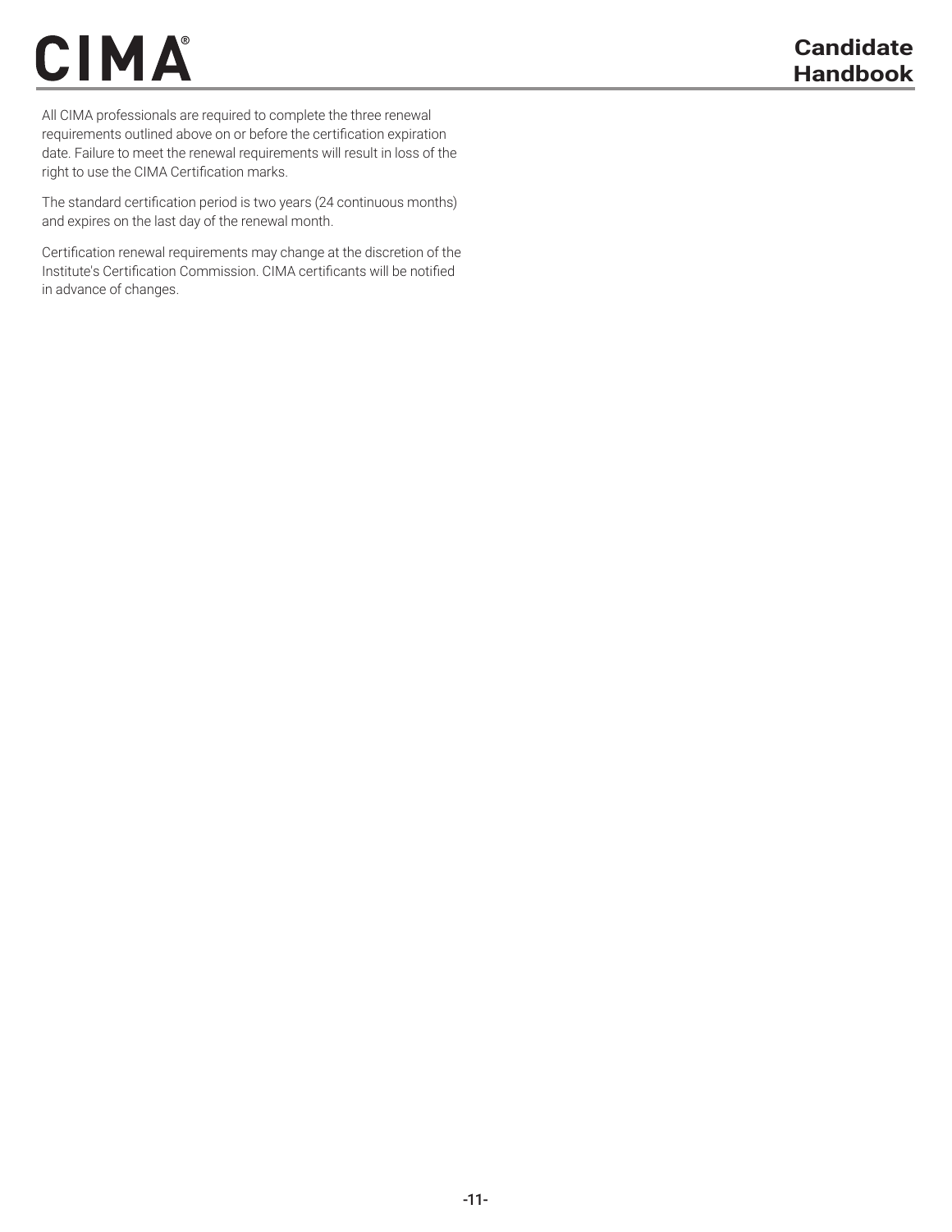All CIMA professionals are required to complete the three renewal requirements outlined above on or before the certification expiration date. Failure to meet the renewal requirements will result in loss of the right to use the CIMA Certification marks.

The standard certification period is two years (24 continuous months) and expires on the last day of the renewal month.

Certification renewal requirements may change at the discretion of the Institute's Certification Commission. CIMA certificants will be notified in advance of changes.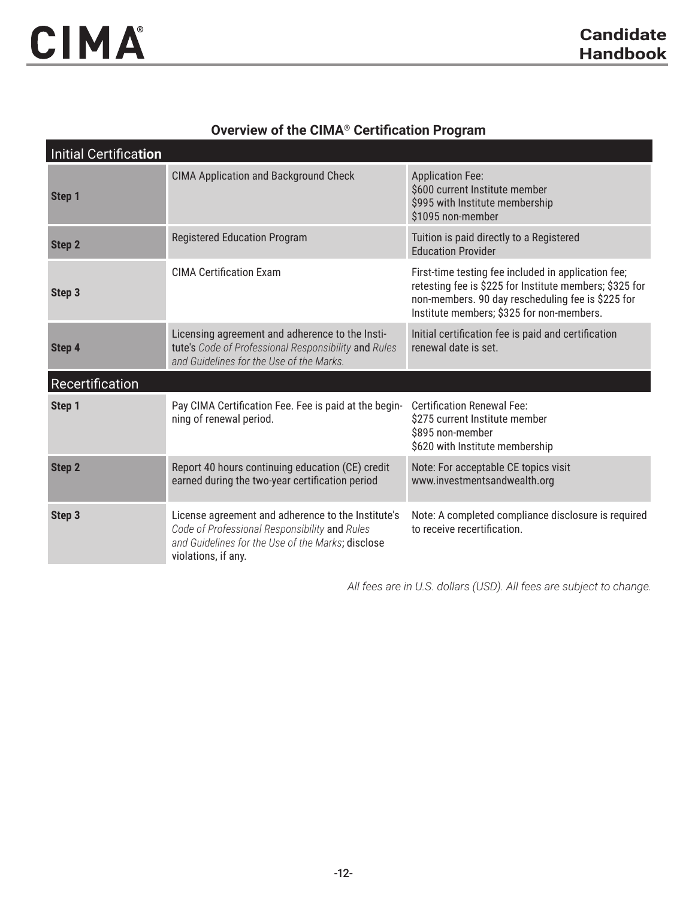## Overview of the CIMA® Certification Program

| Initial Certification | | |
|---|---|---|
| **Step 1** | CIMA Application and Background Check | Application Fee:<br>$600 current Institute member<br>$995 with Institute membership<br>$1095 non-member |
| **Step 2** | Registered Education Program | Tuition is paid directly to a Registered Education Provider |
| **Step 3** | CIMA Certification Exam | First-time testing fee included in application fee; retesting fee is $225 for Institute members; $325 for non-members. 90 day rescheduling fee is $225 for Institute members; $325 for non-members. |
| **Step 4** | Licensing agreement and adherence to the Institute's *Code of Professional Responsibility* and *Rules and Guidelines for the Use of the Marks.* | Initial certification fee is paid and certification renewal date is set. |
| **Recertification** | | |
| **Step 1** | Pay CIMA Certification Fee. Fee is paid at the beginning of renewal period. | Certification Renewal Fee:<br>$275 current Institute member<br>$895 non-member<br>$620 with Institute membership |
| **Step 2** | Report 40 hours continuing education (CE) credit earned during the two-year certification period | Note: For acceptable CE topics visit www.investmentsandwealth.org |
| **Step 3** | License agreement and adherence to the Institute's *Code of Professional Responsibility* and *Rules and Guidelines for the Use of the Marks*; disclose violations, if any. | Note: A completed compliance disclosure is required to receive recertification. |

*All fees are in U.S. dollars (USD). All fees are subject to change.*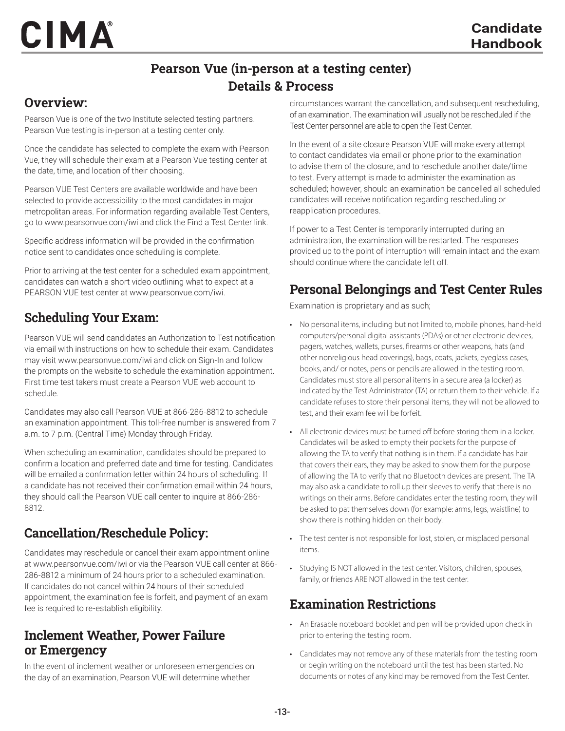# Pearson Vue (in-person at a testing center) Details & Process

## Overview:

Pearson Vue is one of the two Institute selected testing partners. Pearson Vue testing is in-person at a testing center only.

Once the candidate has selected to complete the exam with Pearson Vue, they will schedule their exam at a Pearson Vue testing center at the date, time, and location of their choosing.

Pearson VUE Test Centers are available worldwide and have been selected to provide accessibility to the most candidates in major metropolitan areas. For information regarding available Test Centers, go to www.pearsonvue.com/iwi and click the Find a Test Center link.

Specific address information will be provided in the confirmation notice sent to candidates once scheduling is complete.

Prior to arriving at the test center for a scheduled exam appointment, candidates can watch a short video outlining what to expect at a PEARSON VUE test center at www.pearsonvue.com/iwi.

## Scheduling Your Exam:

Pearson VUE will send candidates an Authorization to Test notification via email with instructions on how to schedule their exam. Candidates may visit www.pearsonvue.com/iwi and click on Sign-In and follow the prompts on the website to schedule the examination appointment. First time test takers must create a Pearson VUE web account to schedule.

Candidates may also call Pearson VUE at 866-286-8812 to schedule an examination appointment. This toll-free number is answered from 7 a.m. to 7 p.m. (Central Time) Monday through Friday.

When scheduling an examination, candidates should be prepared to confirm a location and preferred date and time for testing. Candidates will be emailed a confirmation letter within 24 hours of scheduling. If a candidate has not received their confirmation email within 24 hours, they should call the Pearson VUE call center to inquire at 866-286-8812.

## Cancellation/Reschedule Policy:

Candidates may reschedule or cancel their exam appointment online at www.pearsonvue.com/iwi or via the Pearson VUE call center at 866-286-8812 a minimum of 24 hours prior to a scheduled examination. If candidates do not cancel within 24 hours of their scheduled appointment, the examination fee is forfeit, and payment of an exam fee is required to re-establish eligibility.

## Inclement Weather, Power Failure or Emergency

In the event of inclement weather or unforeseen emergencies on the day of an examination, Pearson VUE will determine whether circumstances warrant the cancellation, and subsequent rescheduling, of an examination. The examination will usually not be rescheduled if the Test Center personnel are able to open the Test Center.

In the event of a site closure Pearson VUE will make every attempt to contact candidates via email or phone prior to the examination to advise them of the closure, and to reschedule another date/time to test. Every attempt is made to administer the examination as scheduled; however, should an examination be cancelled all scheduled candidates will receive notification regarding rescheduling or reapplication procedures.

If power to a Test Center is temporarily interrupted during an administration, the examination will be restarted. The responses provided up to the point of interruption will remain intact and the exam should continue where the candidate left off.

## Personal Belongings and Test Center Rules

Examination is proprietary and as such;

- No personal items, including but not limited to, mobile phones, hand-held computers/personal digital assistants (PDAs) or other electronic devices, pagers, watches, wallets, purses, firearms or other weapons, hats (and other nonreligious head coverings), bags, coats, jackets, eyeglass cases, books, and/ or notes, pens or pencils are allowed in the testing room. Candidates must store all personal items in a secure area (a locker) as indicated by the Test Administrator (TA) or return them to their vehicle. If a candidate refuses to store their personal items, they will not be allowed to test, and their exam fee will be forfeit.
- All electronic devices must be turned off before storing them in a locker. Candidates will be asked to empty their pockets for the purpose of allowing the TA to verify that nothing is in them. If a candidate has hair that covers their ears, they may be asked to show them for the purpose of allowing the TA to verify that no Bluetooth devices are present. The TA may also ask a candidate to roll up their sleeves to verify that there is no writings on their arms. Before candidates enter the testing room, they will be asked to pat themselves down (for example: arms, legs, waistline) to show there is nothing hidden on their body.
- The test center is not responsible for lost, stolen, or misplaced personal items.
- Studying IS NOT allowed in the test center. Visitors, children, spouses, family, or friends ARE NOT allowed in the test center.

## Examination Restrictions

- An Erasable noteboard booklet and pen will be provided upon check in prior to entering the testing room.
- Candidates may not remove any of these materials from the testing room or begin writing on the noteboard until the test has been started. No documents or notes of any kind may be removed from the Test Center.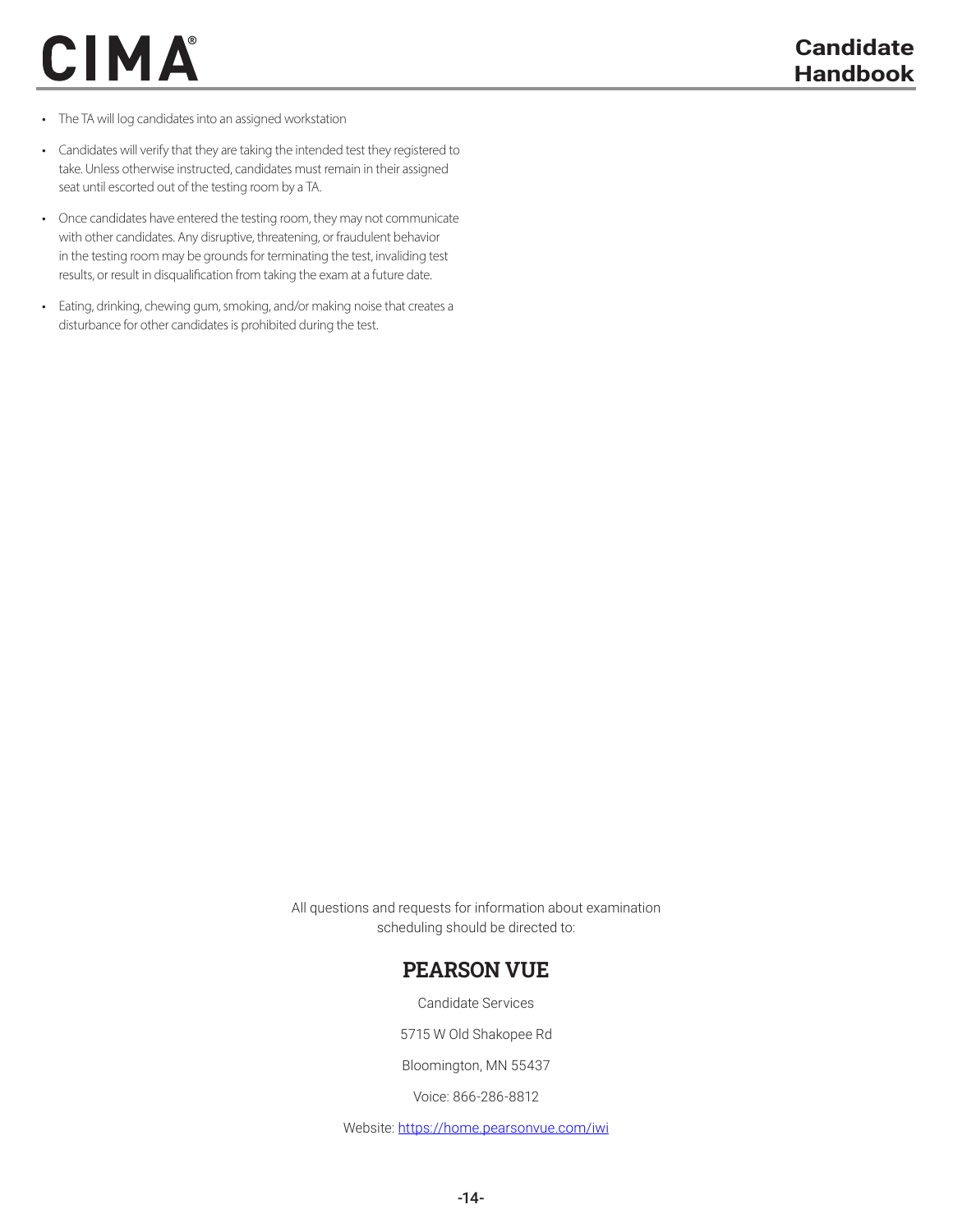- The TA will log candidates into an assigned workstation
- Candidates will verify that they are taking the intended test they registered to take. Unless otherwise instructed, candidates must remain in their assigned seat until escorted out of the testing room by a TA.
- Once candidates have entered the testing room, they may not communicate with other candidates. Any disruptive, threatening, or fraudulent behavior in the testing room may be grounds for terminating the test, invaliding test results, or result in disqualification from taking the exam at a future date.
- Eating, drinking, chewing gum, smoking, and/or making noise that creates a disturbance for other candidates is prohibited during the test.

All questions and requests for information about examination scheduling should be directed to:

## PEARSON VUE

Candidate Services

5715 W Old Shakopee Rd

Bloomington, MN 55437

Voice: 866-286-8812

Website: https://home.pearsonvue.com/iwi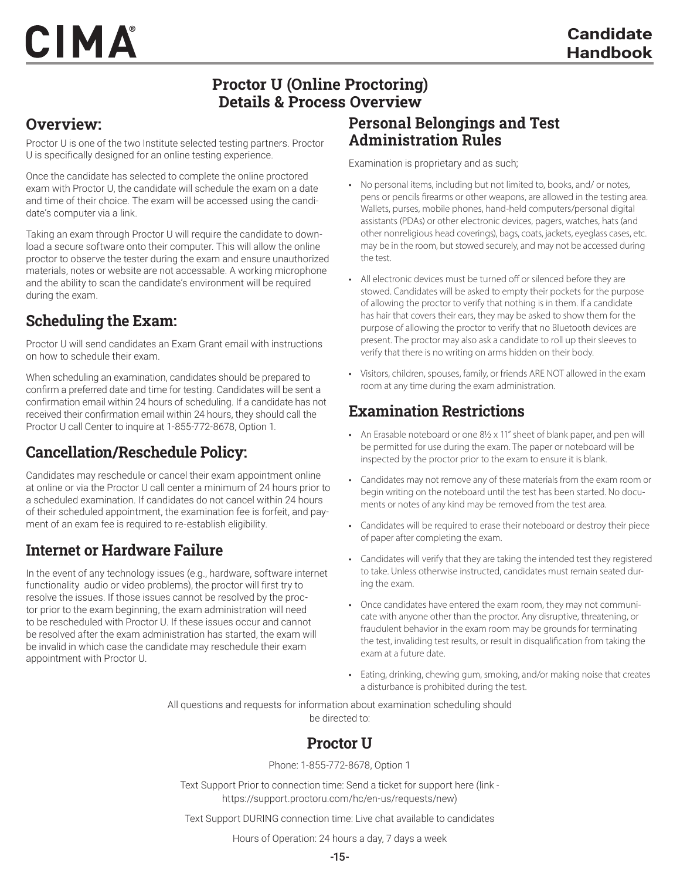# Proctor U (Online Proctoring) Details & Process Overview

## Overview:

Proctor U is one of the two Institute selected testing partners. Proctor U is specifically designed for an online testing experience.

Once the candidate has selected to complete the online proctored exam with Proctor U, the candidate will schedule the exam on a date and time of their choice. The exam will be accessed using the candidate's computer via a link.

Taking an exam through Proctor U will require the candidate to download a secure software onto their computer. This will allow the online proctor to observe the tester during the exam and ensure unauthorized materials, notes or website are not accessable. A working microphone and the ability to scan the candidate's environment will be required during the exam.

## Scheduling the Exam:

Proctor U will send candidates an Exam Grant email with instructions on how to schedule their exam.

When scheduling an examination, candidates should be prepared to confirm a preferred date and time for testing. Candidates will be sent a confirmation email within 24 hours of scheduling. If a candidate has not received their confirmation email within 24 hours, they should call the Proctor U call Center to inquire at 1-855-772-8678, Option 1.

## Cancellation/Reschedule Policy:

Candidates may reschedule or cancel their exam appointment online at online or via the Proctor U call center a minimum of 24 hours prior to a scheduled examination. If candidates do not cancel within 24 hours of their scheduled appointment, the examination fee is forfeit, and payment of an exam fee is required to re-establish eligibility.

## Internet or Hardware Failure

In the event of any technology issues (e.g., hardware, software internet functionality audio or video problems), the proctor will first try to resolve the issues. If those issues cannot be resolved by the proctor prior to the exam beginning, the exam administration will need to be rescheduled with Proctor U. If these issues occur and cannot be resolved after the exam administration has started, the exam will be invalid in which case the candidate may reschedule their exam appointment with Proctor U.

## Personal Belongings and Test Administration Rules

Examination is proprietary and as such;

- No personal items, including but not limited to, books, and/ or notes, pens or pencils firearms or other weapons, are allowed in the testing area. Wallets, purses, mobile phones, hand-held computers/personal digital assistants (PDAs) or other electronic devices, pagers, watches, hats (and other nonreligious head coverings), bags, coats, jackets, eyeglass cases, etc. may be in the room, but stowed securely, and may not be accessed during the test.
- All electronic devices must be turned off or silenced before they are stowed. Candidates will be asked to empty their pockets for the purpose of allowing the proctor to verify that nothing is in them. If a candidate has hair that covers their ears, they may be asked to show them for the purpose of allowing the proctor to verify that no Bluetooth devices are present. The proctor may also ask a candidate to roll up their sleeves to verify that there is no writing on arms hidden on their body.
- Visitors, children, spouses, family, or friends ARE NOT allowed in the exam room at any time during the exam administration.

## Examination Restrictions

- An Erasable noteboard or one 8½ x 11" sheet of blank paper, and pen will be permitted for use during the exam. The paper or noteboard will be inspected by the proctor prior to the exam to ensure it is blank.
- Candidates may not remove any of these materials from the exam room or begin writing on the noteboard until the test has been started. No documents or notes of any kind may be removed from the test area.
- Candidates will be required to erase their noteboard or destroy their piece of paper after completing the exam.
- Candidates will verify that they are taking the intended test they registered to take. Unless otherwise instructed, candidates must remain seated during the exam.
- Once candidates have entered the exam room, they may not communicate with anyone other than the proctor. Any disruptive, threatening, or fraudulent behavior in the exam room may be grounds for terminating the test, invaliding test results, or result in disqualification from taking the exam at a future date.
- Eating, drinking, chewing gum, smoking, and/or making noise that creates a disturbance is prohibited during the test.

All questions and requests for information about examination scheduling should be directed to:

## Proctor U

Phone: 1-855-772-8678, Option 1

Text Support Prior to connection time: Send a ticket for support here (link - https://support.proctoru.com/hc/en-us/requests/new)

Text Support DURING connection time: Live chat available to candidates

Hours of Operation: 24 hours a day, 7 days a week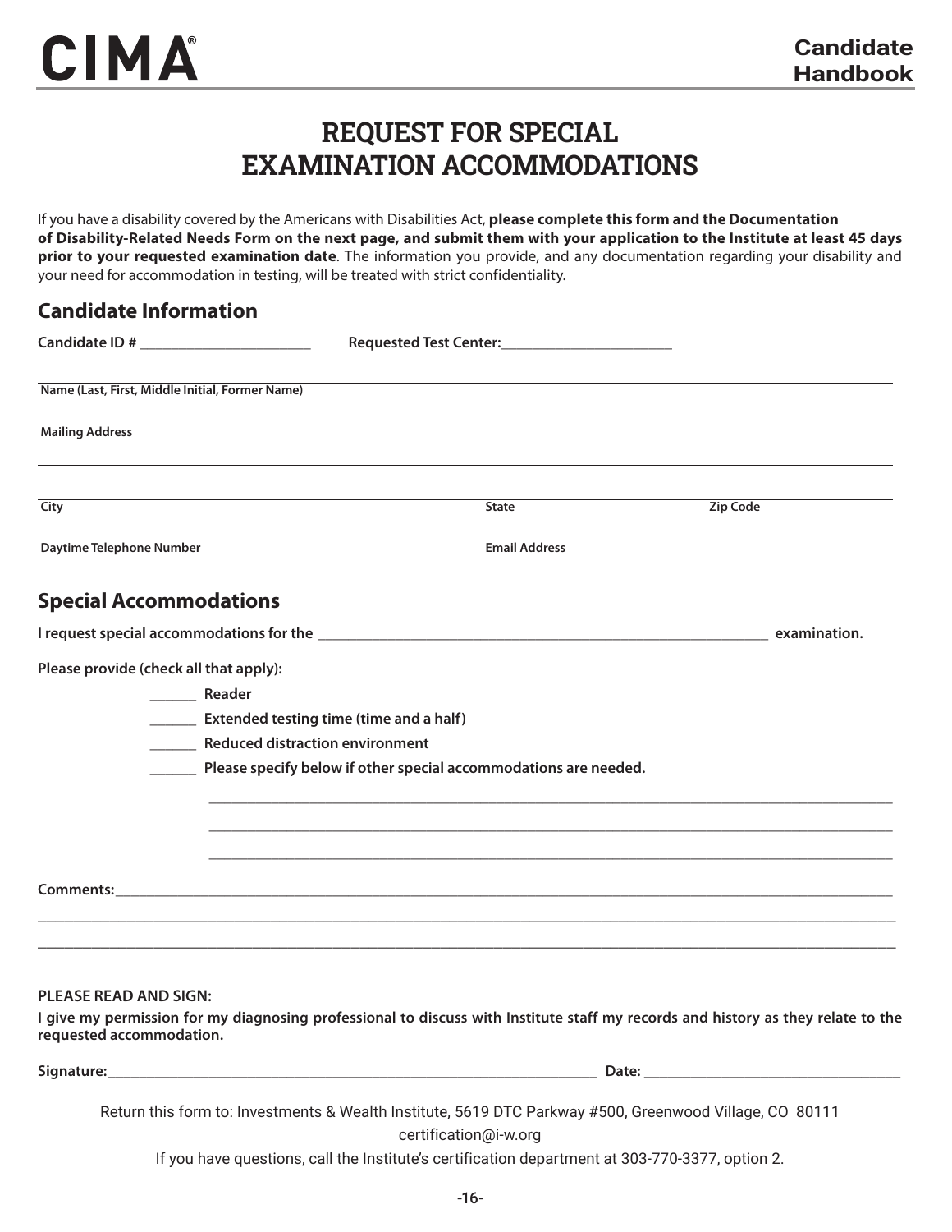# REQUEST FOR SPECIAL EXAMINATION ACCOMMODATIONS

If you have a disability covered by the Americans with Disabilities Act, **please complete this form and the Documentation of Disability-Related Needs Form on the next page, and submit them with your application to the Institute at least 45 days prior to your requested examination date**. The information you provide, and any documentation regarding your disability and your need for accommodation in testing, will be treated with strict confidentiality.

## Candidate Information

**Candidate ID #** ______________________ **Requested Test Center:**______________________

______________________________________________________________________________
**Name (Last, First, Middle Initial, Former Name)**

______________________________________________________________________________
**Mailing Address**

______________________________________________________________________________

______________________________________________________________________________
**City** **State** **Zip Code**

______________________________________________________________________________
**Daytime Telephone Number** **Email Address**

## Special Accommodations

**I request special accommodations for the** ________________________________________________ **examination.**

**Please provide (check all that apply):**

______ **Reader**

______ **Extended testing time (time and a half)**

______ **Reduced distraction environment**

______ **Please specify below if other special accommodations are needed.**

______________________________________________________________________________

______________________________________________________________________________

______________________________________________________________________________

**Comments:**__________________________________________________________________

______________________________________________________________________________

______________________________________________________________________________

**PLEASE READ AND SIGN:**

**I give my permission for my diagnosing professional to discuss with Institute staff my records and history as they relate to the requested accommodation.**

**Signature:**______________________________________________ **Date:** ______________________

Return this form to: Investments & Wealth Institute, 5619 DTC Parkway #500, Greenwood Village, CO 80111

certification@i-w.org

If you have questions, call the Institute's certification department at 303-770-3377, option 2.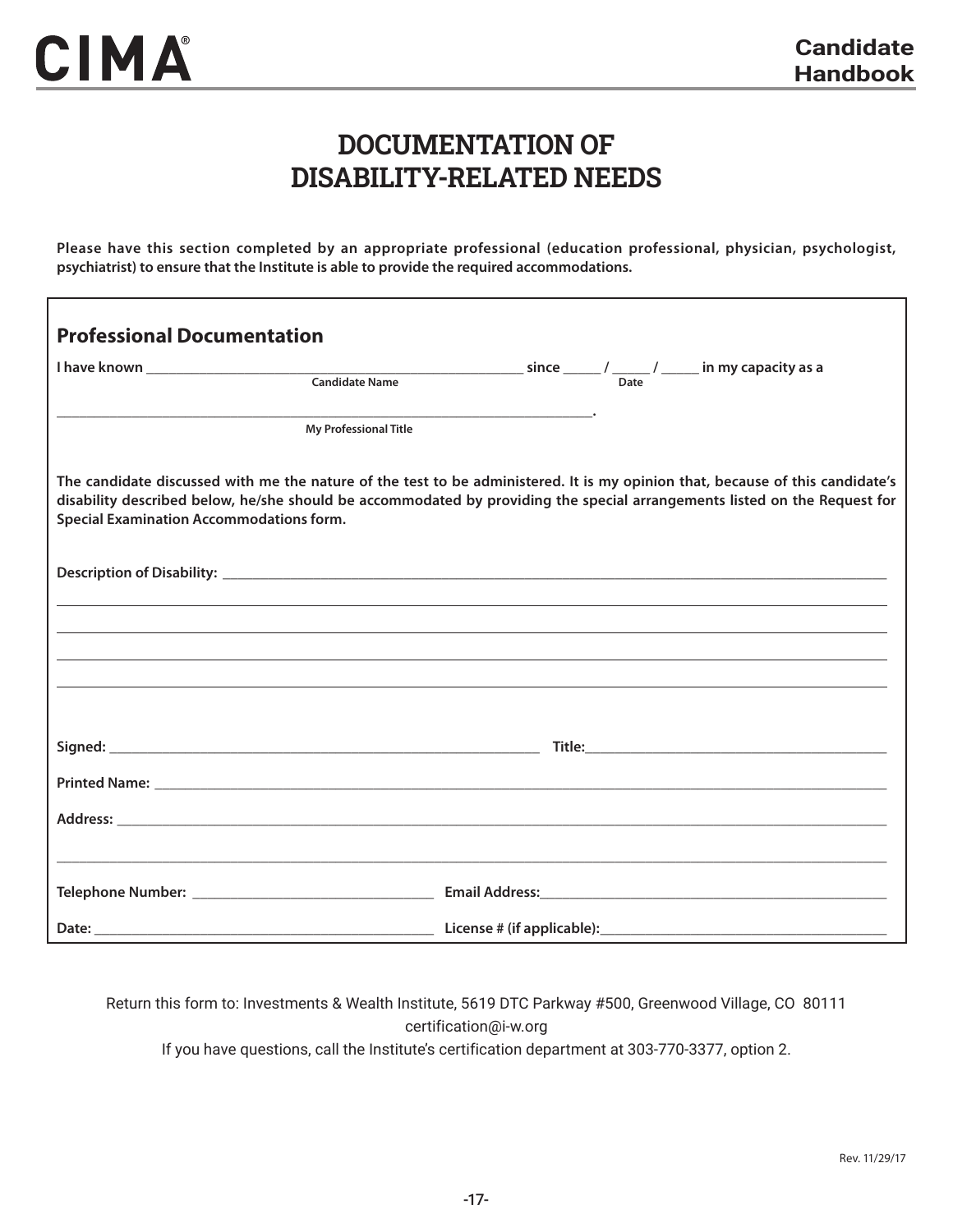# DOCUMENTATION OF DISABILITY-RELATED NEEDS

**Please have this section completed by an appropriate professional (education professional, physician, psychologist, psychiatrist) to ensure that the Institute is able to provide the required accommodations.**

## Professional Documentation

**I have known** ______________________________ **since** _____ / _____ / _____ **in my capacity as a**
Candidate Name — Date

______________________________________________.
My Professional Title

**The candidate discussed with me the nature of the test to be administered. It is my opinion that, because of this candidate's disability described below, he/she should be accommodated by providing the special arrangements listed on the Request for Special Examination Accommodations form.**

**Description of Disability:** ______________________________________________

______________________________________________

______________________________________________

______________________________________________

______________________________________________

**Signed:** ______________________________ **Title:** ______________________________

**Printed Name:** ______________________________________________

**Address:** ______________________________________________

______________________________________________

**Telephone Number:** ______________________________ **Email Address:** ______________________________

**Date:** ______________________________ **License # (if applicable):** ______________________________

Return this form to: Investments & Wealth Institute, 5619 DTC Parkway #500, Greenwood Village, CO 80111
certification@i-w.org
If you have questions, call the Institute's certification department at 303-770-3377, option 2.

Rev. 11/29/17